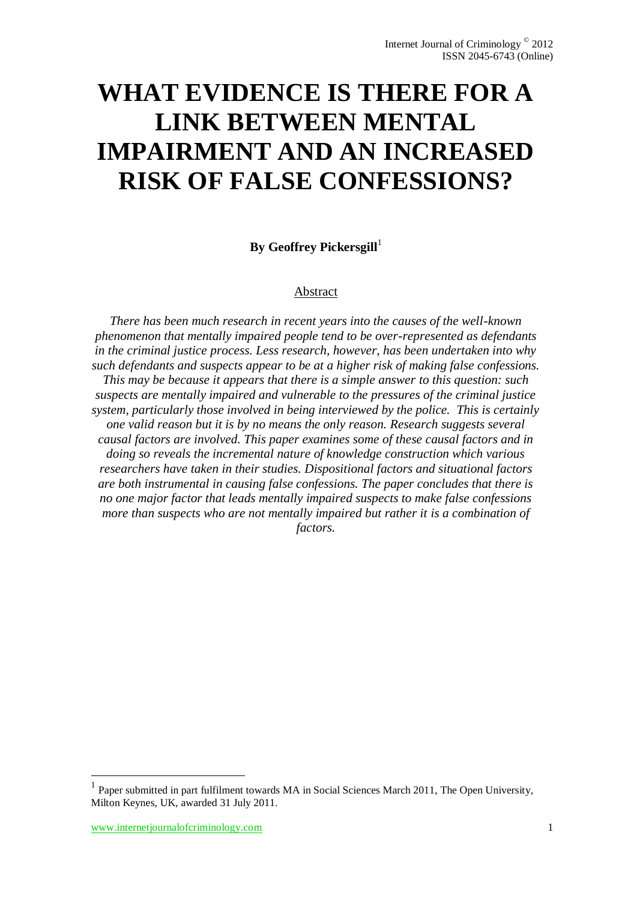# WHAT EVIDENCE IS THERE FOR A LINK BETWEEN MENTAL IMPAIRMENT AND AN INCREASED RISK OF FALSE CONFESSIONS?

**By Geoffrey Pickersgill**[1]

## Abstract

*There has been much research in recent years into the causes of the well-known phenomenon that mentally impaired people tend to be over-represented as defendants in the criminal justice process. Less research, however, has been undertaken into why such defendants and suspects appear to be at a higher risk of making false confessions. This may be because it appears that there is a simple answer to this question: such suspects are mentally impaired and vulnerable to the pressures of the criminal justice system, particularly those involved in being interviewed by the police. This is certainly one valid reason but it is by no means the only reason. Research suggests several causal factors are involved. This paper examines some of these causal factors and in doing so reveals the incremental nature of knowledge construction which various researchers have taken in their studies. Dispositional factors and situational factors are both instrumental in causing false confessions. The paper concludes that there is no one major factor that leads mentally impaired suspects to make false confessions more than suspects who are not mentally impaired but rather it is a combination of factors.*

---

[1] Paper submitted in part fulfilment towards MA in Social Sciences March 2011, The Open University, Milton Keynes, UK, awarded 31 July 2011.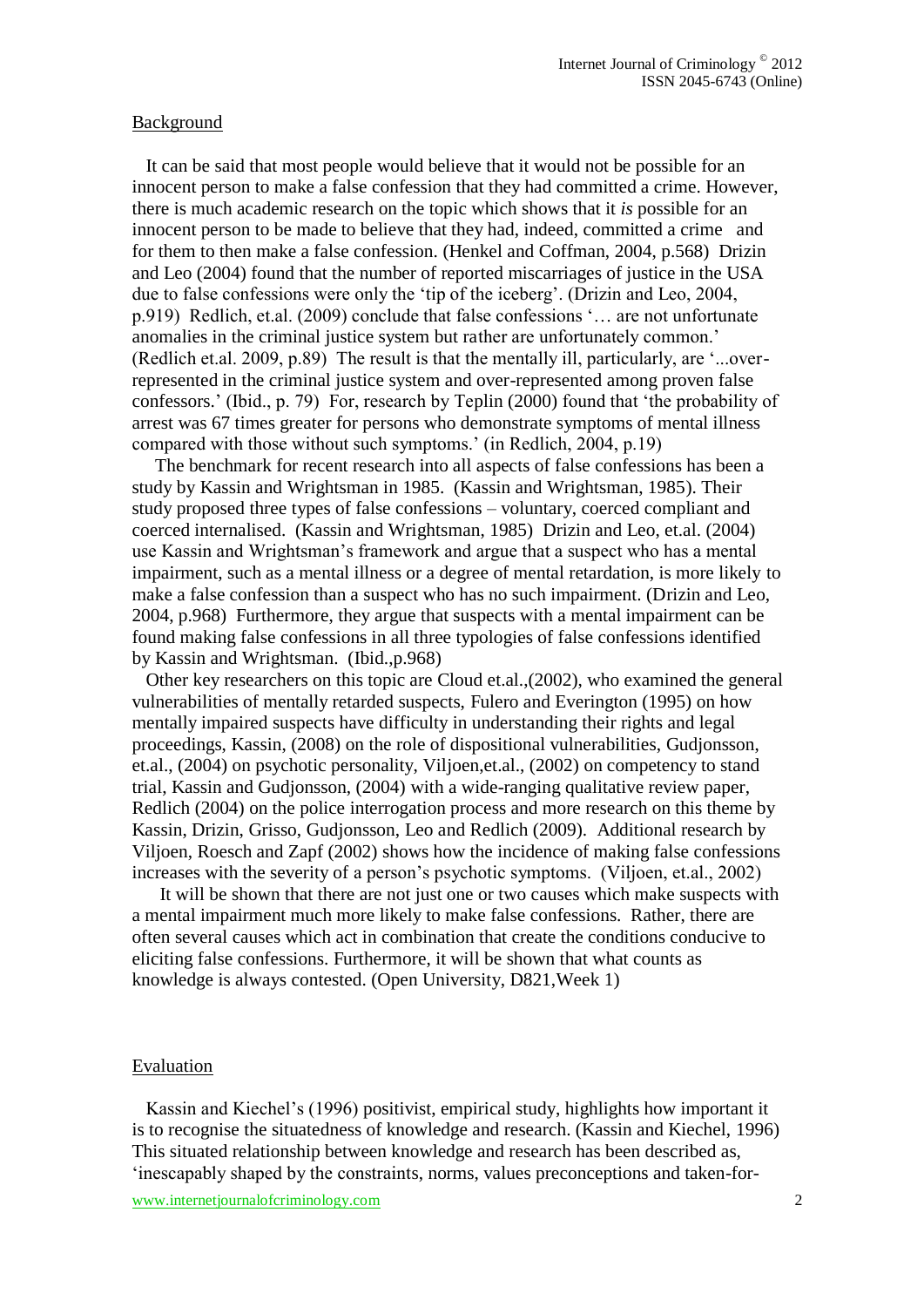Background

It can be said that most people would believe that it would not be possible for an innocent person to make a false confession that they had committed a crime. However, there is much academic research on the topic which shows that it *is* possible for an innocent person to be made to believe that they had, indeed, committed a crime and for them to then make a false confession. (Henkel and Coffman, 2004, p.568) Drizin and Leo (2004) found that the number of reported miscarriages of justice in the USA due to false confessions were only the 'tip of the iceberg'. (Drizin and Leo, 2004, p.919) Redlich, et.al. (2009) conclude that false confessions '… are not unfortunate anomalies in the criminal justice system but rather are unfortunately common.' (Redlich et.al. 2009, p.89) The result is that the mentally ill, particularly, are '...over-represented in the criminal justice system and over-represented among proven false confessors.' (Ibid., p. 79) For, research by Teplin (2000) found that 'the probability of arrest was 67 times greater for persons who demonstrate symptoms of mental illness compared with those without such symptoms.' (in Redlich, 2004, p.19)

The benchmark for recent research into all aspects of false confessions has been a study by Kassin and Wrightsman in 1985. (Kassin and Wrightsman, 1985). Their study proposed three types of false confessions – voluntary, coerced compliant and coerced internalised. (Kassin and Wrightsman, 1985) Drizin and Leo, et.al. (2004) use Kassin and Wrightsman's framework and argue that a suspect who has a mental impairment, such as a mental illness or a degree of mental retardation, is more likely to make a false confession than a suspect who has no such impairment. (Drizin and Leo, 2004, p.968) Furthermore, they argue that suspects with a mental impairment can be found making false confessions in all three typologies of false confessions identified by Kassin and Wrightsman. (Ibid.,p.968)

Other key researchers on this topic are Cloud et.al.,(2002), who examined the general vulnerabilities of mentally retarded suspects, Fulero and Everington (1995) on how mentally impaired suspects have difficulty in understanding their rights and legal proceedings, Kassin, (2008) on the role of dispositional vulnerabilities, Gudjonsson, et.al., (2004) on psychotic personality, Viljoen,et.al., (2002) on competency to stand trial, Kassin and Gudjonsson, (2004) with a wide-ranging qualitative review paper, Redlich (2004) on the police interrogation process and more research on this theme by Kassin, Drizin, Grisso, Gudjonsson, Leo and Redlich (2009). Additional research by Viljoen, Roesch and Zapf (2002) shows how the incidence of making false confessions increases with the severity of a person's psychotic symptoms. (Viljoen, et.al., 2002)

It will be shown that there are not just one or two causes which make suspects with a mental impairment much more likely to make false confessions. Rather, there are often several causes which act in combination that create the conditions conducive to eliciting false confessions. Furthermore, it will be shown that what counts as knowledge is always contested. (Open University, D821,Week 1)

Evaluation

Kassin and Kiechel's (1996) positivist, empirical study, highlights how important it is to recognise the situatedness of knowledge and research. (Kassin and Kiechel, 1996) This situated relationship between knowledge and research has been described as, 'inescapably shaped by the constraints, norms, values preconceptions and taken-for-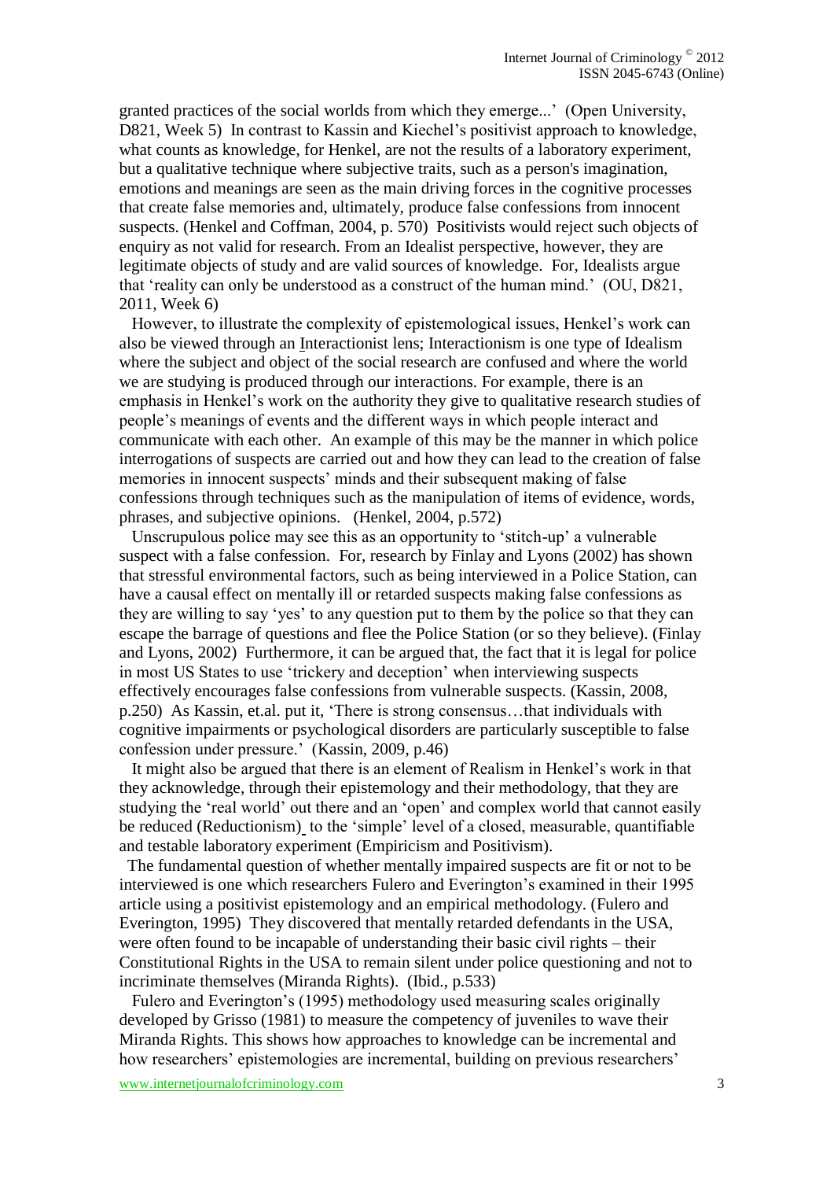granted practices of the social worlds from which they emerge...' (Open University, D821, Week 5) In contrast to Kassin and Kiechel's positivist approach to knowledge, what counts as knowledge, for Henkel, are not the results of a laboratory experiment, but a qualitative technique where subjective traits, such as a person's imagination, emotions and meanings are seen as the main driving forces in the cognitive processes that create false memories and, ultimately, produce false confessions from innocent suspects. (Henkel and Coffman, 2004, p. 570) Positivists would reject such objects of enquiry as not valid for research. From an Idealist perspective, however, they are legitimate objects of study and are valid sources of knowledge. For, Idealists argue that 'reality can only be understood as a construct of the human mind.' (OU, D821, 2011, Week 6)

However, to illustrate the complexity of epistemological issues, Henkel's work can also be viewed through an Interactionist lens; Interactionism is one type of Idealism where the subject and object of the social research are confused and where the world we are studying is produced through our interactions. For example, there is an emphasis in Henkel's work on the authority they give to qualitative research studies of people's meanings of events and the different ways in which people interact and communicate with each other. An example of this may be the manner in which police interrogations of suspects are carried out and how they can lead to the creation of false memories in innocent suspects' minds and their subsequent making of false confessions through techniques such as the manipulation of items of evidence, words, phrases, and subjective opinions. (Henkel, 2004, p.572)

Unscrupulous police may see this as an opportunity to 'stitch-up' a vulnerable suspect with a false confession. For, research by Finlay and Lyons (2002) has shown that stressful environmental factors, such as being interviewed in a Police Station, can have a causal effect on mentally ill or retarded suspects making false confessions as they are willing to say 'yes' to any question put to them by the police so that they can escape the barrage of questions and flee the Police Station (or so they believe). (Finlay and Lyons, 2002) Furthermore, it can be argued that, the fact that it is legal for police in most US States to use 'trickery and deception' when interviewing suspects effectively encourages false confessions from vulnerable suspects. (Kassin, 2008, p.250) As Kassin, et.al. put it, 'There is strong consensus…that individuals with cognitive impairments or psychological disorders are particularly susceptible to false confession under pressure.' (Kassin, 2009, p.46)

It might also be argued that there is an element of Realism in Henkel's work in that they acknowledge, through their epistemology and their methodology, that they are studying the 'real world' out there and an 'open' and complex world that cannot easily be reduced (Reductionism) to the 'simple' level of a closed, measurable, quantifiable and testable laboratory experiment (Empiricism and Positivism).

The fundamental question of whether mentally impaired suspects are fit or not to be interviewed is one which researchers Fulero and Everington's examined in their 1995 article using a positivist epistemology and an empirical methodology. (Fulero and Everington, 1995) They discovered that mentally retarded defendants in the USA, were often found to be incapable of understanding their basic civil rights – their Constitutional Rights in the USA to remain silent under police questioning and not to incriminate themselves (Miranda Rights). (Ibid., p.533)

Fulero and Everington's (1995) methodology used measuring scales originally developed by Grisso (1981) to measure the competency of juveniles to wave their Miranda Rights. This shows how approaches to knowledge can be incremental and how researchers' epistemologies are incremental, building on previous researchers'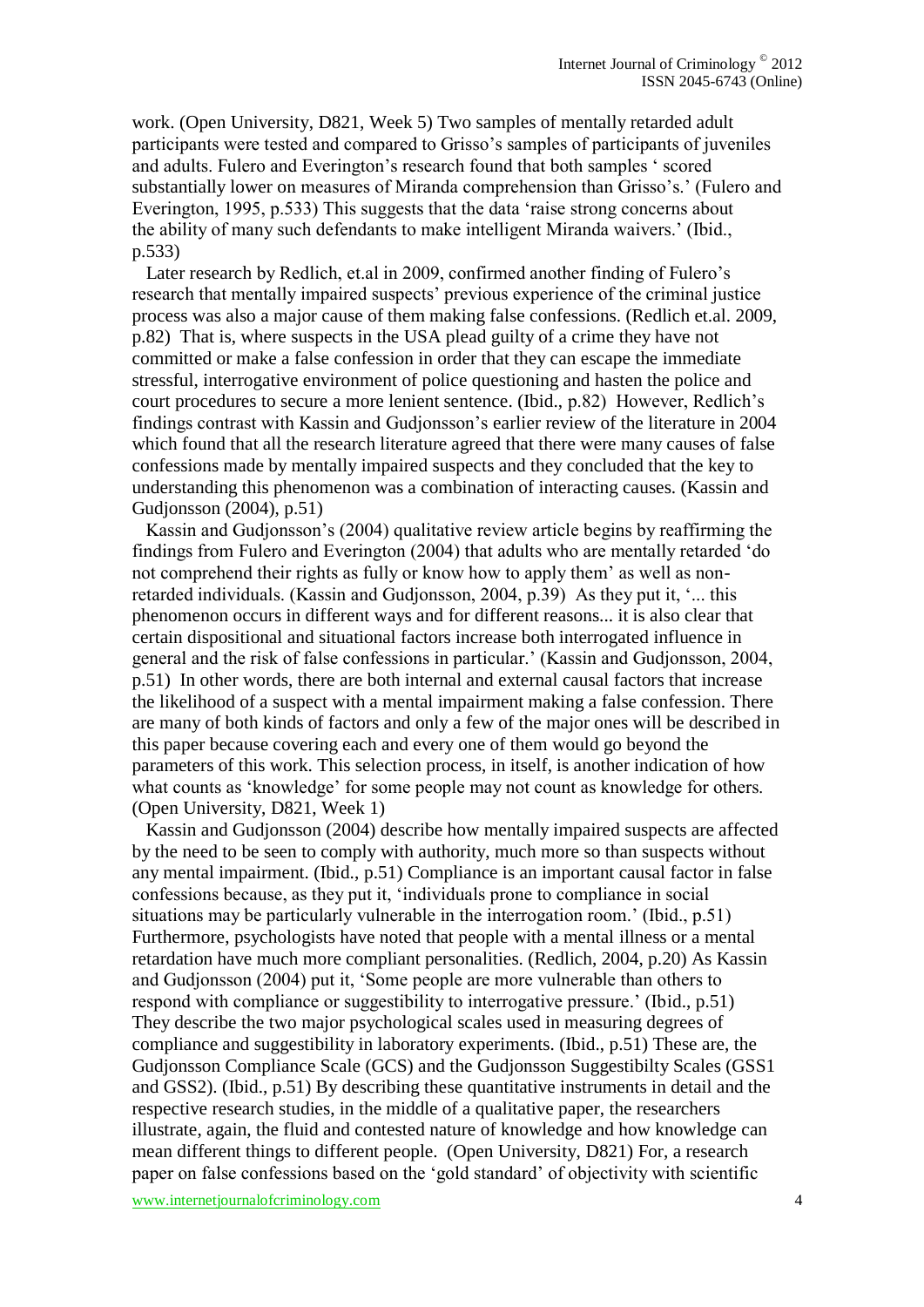work. (Open University, D821, Week 5) Two samples of mentally retarded adult participants were tested and compared to Grisso's samples of participants of juveniles and adults. Fulero and Everington's research found that both samples ' scored substantially lower on measures of Miranda comprehension than Grisso's.' (Fulero and Everington, 1995, p.533) This suggests that the data 'raise strong concerns about the ability of many such defendants to make intelligent Miranda waivers.' (Ibid., p.533)

Later research by Redlich, et.al in 2009, confirmed another finding of Fulero's research that mentally impaired suspects' previous experience of the criminal justice process was also a major cause of them making false confessions. (Redlich et.al. 2009, p.82) That is, where suspects in the USA plead guilty of a crime they have not committed or make a false confession in order that they can escape the immediate stressful, interrogative environment of police questioning and hasten the police and court procedures to secure a more lenient sentence. (Ibid., p.82) However, Redlich's findings contrast with Kassin and Gudjonsson's earlier review of the literature in 2004 which found that all the research literature agreed that there were many causes of false confessions made by mentally impaired suspects and they concluded that the key to understanding this phenomenon was a combination of interacting causes. (Kassin and Gudjonsson (2004), p.51)

Kassin and Gudjonsson's (2004) qualitative review article begins by reaffirming the findings from Fulero and Everington (2004) that adults who are mentally retarded 'do not comprehend their rights as fully or know how to apply them' as well as non-retarded individuals. (Kassin and Gudjonsson, 2004, p.39) As they put it, '... this phenomenon occurs in different ways and for different reasons... it is also clear that certain dispositional and situational factors increase both interrogated influence in general and the risk of false confessions in particular.' (Kassin and Gudjonsson, 2004, p.51) In other words, there are both internal and external causal factors that increase the likelihood of a suspect with a mental impairment making a false confession. There are many of both kinds of factors and only a few of the major ones will be described in this paper because covering each and every one of them would go beyond the parameters of this work. This selection process, in itself, is another indication of how what counts as 'knowledge' for some people may not count as knowledge for others. (Open University, D821, Week 1)

Kassin and Gudjonsson (2004) describe how mentally impaired suspects are affected by the need to be seen to comply with authority, much more so than suspects without any mental impairment. (Ibid., p.51) Compliance is an important causal factor in false confessions because, as they put it, 'individuals prone to compliance in social situations may be particularly vulnerable in the interrogation room.' (Ibid., p.51) Furthermore, psychologists have noted that people with a mental illness or a mental retardation have much more compliant personalities. (Redlich, 2004, p.20) As Kassin and Gudjonsson (2004) put it, 'Some people are more vulnerable than others to respond with compliance or suggestibility to interrogative pressure.' (Ibid., p.51) They describe the two major psychological scales used in measuring degrees of compliance and suggestibility in laboratory experiments. (Ibid., p.51) These are, the Gudjonsson Compliance Scale (GCS) and the Gudjonsson Suggestibilty Scales (GSS1 and GSS2). (Ibid., p.51) By describing these quantitative instruments in detail and the respective research studies, in the middle of a qualitative paper, the researchers illustrate, again, the fluid and contested nature of knowledge and how knowledge can mean different things to different people. (Open University, D821) For, a research paper on false confessions based on the 'gold standard' of objectivity with scientific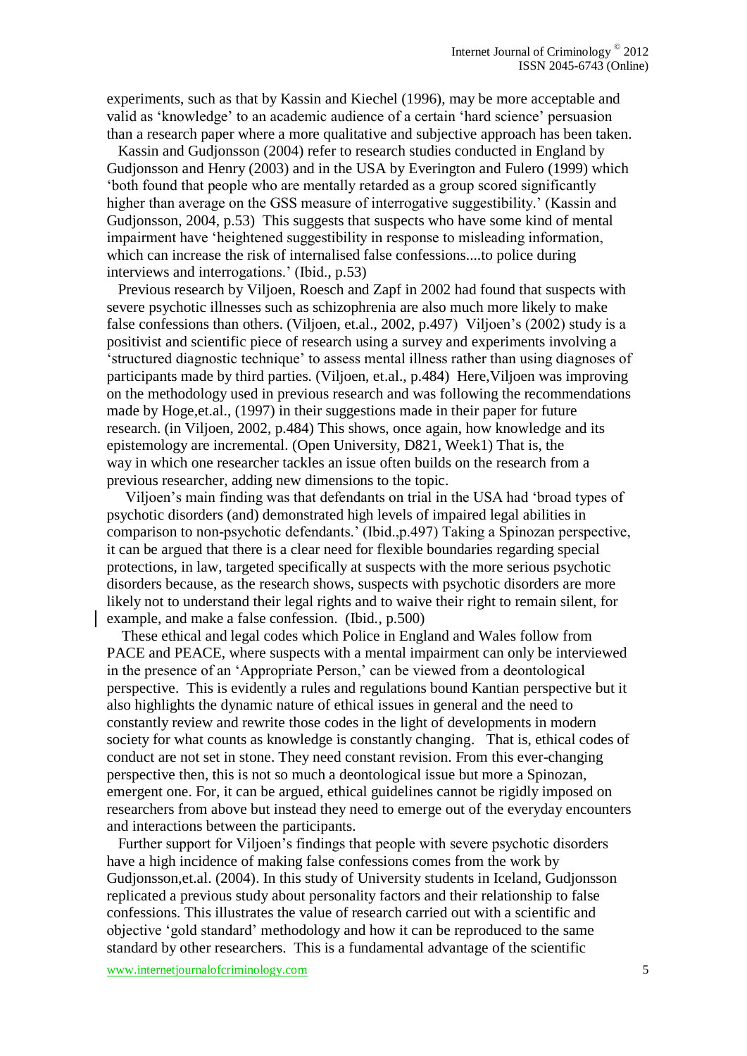experiments, such as that by Kassin and Kiechel (1996), may be more acceptable and valid as 'knowledge' to an academic audience of a certain 'hard science' persuasion than a research paper where a more qualitative and subjective approach has been taken.

Kassin and Gudjonsson (2004) refer to research studies conducted in England by Gudjonsson and Henry (2003) and in the USA by Everington and Fulero (1999) which 'both found that people who are mentally retarded as a group scored significantly higher than average on the GSS measure of interrogative suggestibility.' (Kassin and Gudjonsson, 2004, p.53) This suggests that suspects who have some kind of mental impairment have 'heightened suggestibility in response to misleading information, which can increase the risk of internalised false confessions....to police during interviews and interrogations.' (Ibid., p.53)

Previous research by Viljoen, Roesch and Zapf in 2002 had found that suspects with severe psychotic illnesses such as schizophrenia are also much more likely to make false confessions than others. (Viljoen, et.al., 2002, p.497) Viljoen's (2002) study is a positivist and scientific piece of research using a survey and experiments involving a 'structured diagnostic technique' to assess mental illness rather than using diagnoses of participants made by third parties. (Viljoen, et.al., p.484) Here,Viljoen was improving on the methodology used in previous research and was following the recommendations made by Hoge,et.al., (1997) in their suggestions made in their paper for future research. (in Viljoen, 2002, p.484) This shows, once again, how knowledge and its epistemology are incremental. (Open University, D821, Week1) That is, the way in which one researcher tackles an issue often builds on the research from a previous researcher, adding new dimensions to the topic.

Viljoen's main finding was that defendants on trial in the USA had 'broad types of psychotic disorders (and) demonstrated high levels of impaired legal abilities in comparison to non-psychotic defendants.' (Ibid.,p.497) Taking a Spinozan perspective, it can be argued that there is a clear need for flexible boundaries regarding special protections, in law, targeted specifically at suspects with the more serious psychotic disorders because, as the research shows, suspects with psychotic disorders are more likely not to understand their legal rights and to waive their right to remain silent, for example, and make a false confession. (Ibid., p.500)

These ethical and legal codes which Police in England and Wales follow from PACE and PEACE, where suspects with a mental impairment can only be interviewed in the presence of an 'Appropriate Person,' can be viewed from a deontological perspective. This is evidently a rules and regulations bound Kantian perspective but it also highlights the dynamic nature of ethical issues in general and the need to constantly review and rewrite those codes in the light of developments in modern society for what counts as knowledge is constantly changing. That is, ethical codes of conduct are not set in stone. They need constant revision. From this ever-changing perspective then, this is not so much a deontological issue but more a Spinozan, emergent one. For, it can be argued, ethical guidelines cannot be rigidly imposed on researchers from above but instead they need to emerge out of the everyday encounters and interactions between the participants.

Further support for Viljoen's findings that people with severe psychotic disorders have a high incidence of making false confessions comes from the work by Gudjonsson,et.al. (2004). In this study of University students in Iceland, Gudjonsson replicated a previous study about personality factors and their relationship to false confessions. This illustrates the value of research carried out with a scientific and objective 'gold standard' methodology and how it can be reproduced to the same standard by other researchers. This is a fundamental advantage of the scientific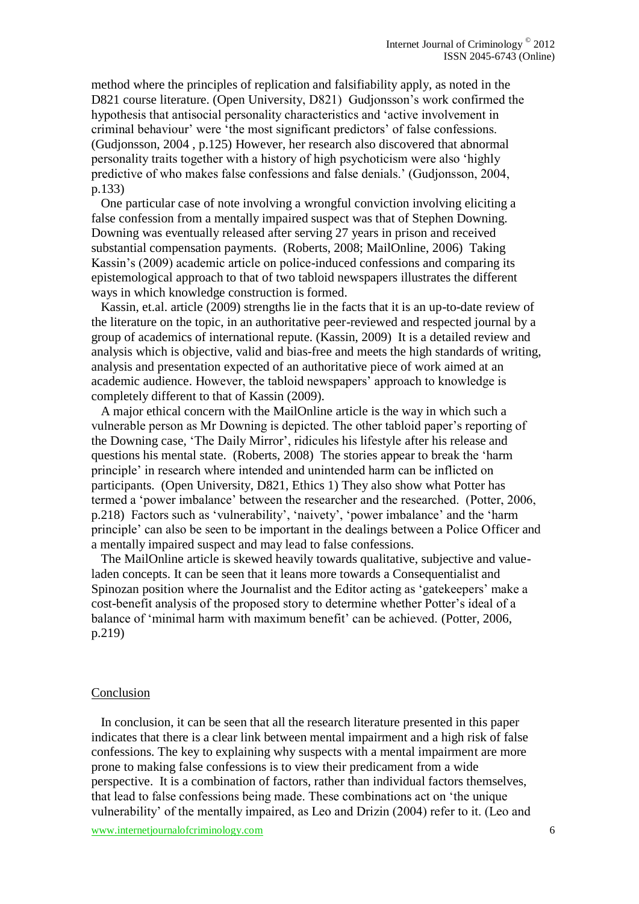method where the principles of replication and falsifiability apply, as noted in the D821 course literature. (Open University, D821) Gudjonsson's work confirmed the hypothesis that antisocial personality characteristics and 'active involvement in criminal behaviour' were 'the most significant predictors' of false confessions. (Gudjonsson, 2004 , p.125) However, her research also discovered that abnormal personality traits together with a history of high psychoticism were also 'highly predictive of who makes false confessions and false denials.' (Gudjonsson, 2004, p.133)

One particular case of note involving a wrongful conviction involving eliciting a false confession from a mentally impaired suspect was that of Stephen Downing. Downing was eventually released after serving 27 years in prison and received substantial compensation payments. (Roberts, 2008; MailOnline, 2006) Taking Kassin's (2009) academic article on police-induced confessions and comparing its epistemological approach to that of two tabloid newspapers illustrates the different ways in which knowledge construction is formed.

Kassin, et.al. article (2009) strengths lie in the facts that it is an up-to-date review of the literature on the topic, in an authoritative peer-reviewed and respected journal by a group of academics of international repute. (Kassin, 2009) It is a detailed review and analysis which is objective, valid and bias-free and meets the high standards of writing, analysis and presentation expected of an authoritative piece of work aimed at an academic audience. However, the tabloid newspapers' approach to knowledge is completely different to that of Kassin (2009).

A major ethical concern with the MailOnline article is the way in which such a vulnerable person as Mr Downing is depicted. The other tabloid paper's reporting of the Downing case, 'The Daily Mirror', ridicules his lifestyle after his release and questions his mental state. (Roberts, 2008) The stories appear to break the 'harm principle' in research where intended and unintended harm can be inflicted on participants. (Open University, D821, Ethics 1) They also show what Potter has termed a 'power imbalance' between the researcher and the researched. (Potter, 2006, p.218) Factors such as 'vulnerability', 'naivety', 'power imbalance' and the 'harm principle' can also be seen to be important in the dealings between a Police Officer and a mentally impaired suspect and may lead to false confessions.

The MailOnline article is skewed heavily towards qualitative, subjective and value-laden concepts. It can be seen that it leans more towards a Consequentialist and Spinozan position where the Journalist and the Editor acting as 'gatekeepers' make a cost-benefit analysis of the proposed story to determine whether Potter's ideal of a balance of 'minimal harm with maximum benefit' can be achieved. (Potter, 2006, p.219)

## Conclusion

In conclusion, it can be seen that all the research literature presented in this paper indicates that there is a clear link between mental impairment and a high risk of false confessions. The key to explaining why suspects with a mental impairment are more prone to making false confessions is to view their predicament from a wide perspective. It is a combination of factors, rather than individual factors themselves, that lead to false confessions being made. These combinations act on 'the unique vulnerability' of the mentally impaired, as Leo and Drizin (2004) refer to it. (Leo and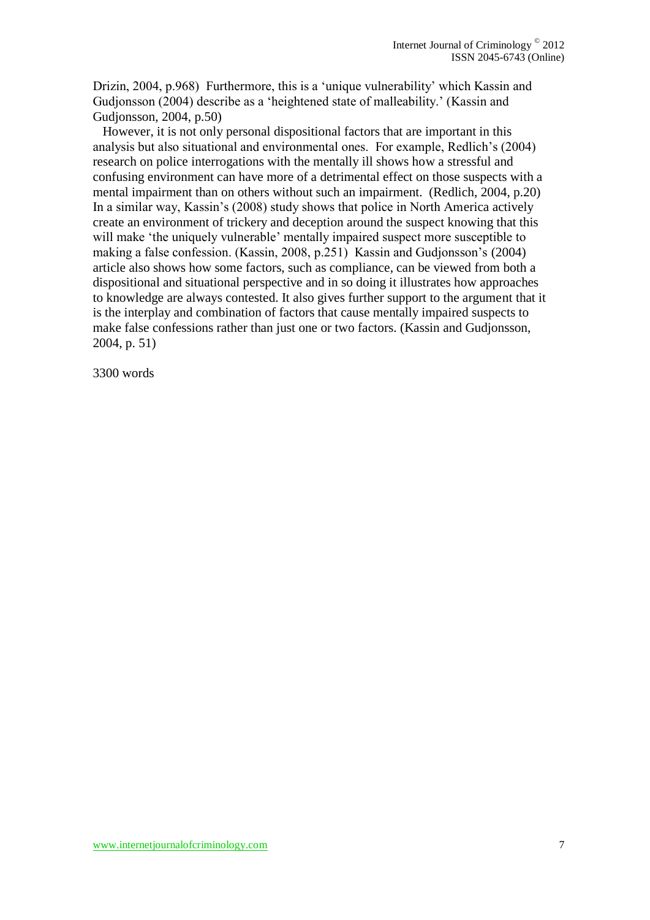Drizin, 2004, p.968) Furthermore, this is a 'unique vulnerability' which Kassin and Gudjonsson (2004) describe as a 'heightened state of malleability.' (Kassin and Gudjonsson, 2004, p.50)

However, it is not only personal dispositional factors that are important in this analysis but also situational and environmental ones. For example, Redlich's (2004) research on police interrogations with the mentally ill shows how a stressful and confusing environment can have more of a detrimental effect on those suspects with a mental impairment than on others without such an impairment. (Redlich, 2004, p.20) In a similar way, Kassin's (2008) study shows that police in North America actively create an environment of trickery and deception around the suspect knowing that this will make 'the uniquely vulnerable' mentally impaired suspect more susceptible to making a false confession. (Kassin, 2008, p.251) Kassin and Gudjonsson's (2004) article also shows how some factors, such as compliance, can be viewed from both a dispositional and situational perspective and in so doing it illustrates how approaches to knowledge are always contested. It also gives further support to the argument that it is the interplay and combination of factors that cause mentally impaired suspects to make false confessions rather than just one or two factors. (Kassin and Gudjonsson, 2004, p. 51)

3300 words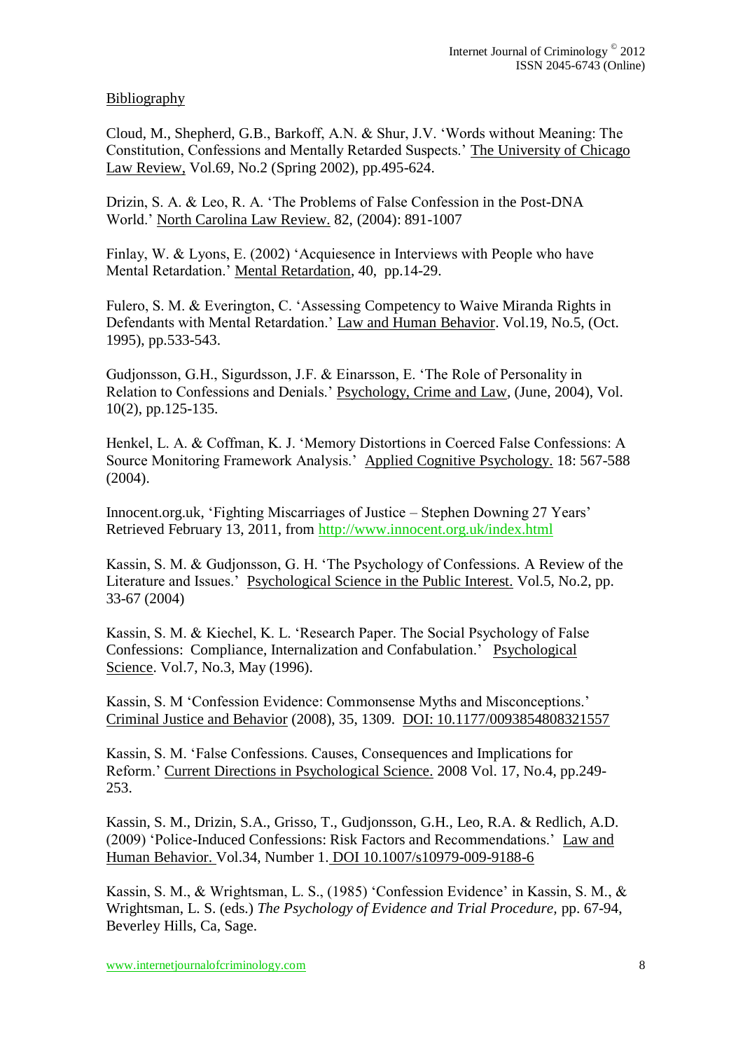Bibliography

Cloud, M., Shepherd, G.B., Barkoff, A.N. & Shur, J.V. 'Words without Meaning: The Constitution, Confessions and Mentally Retarded Suspects.' The University of Chicago Law Review, Vol.69, No.2 (Spring 2002), pp.495-624.

Drizin, S. A. & Leo, R. A. 'The Problems of False Confession in the Post-DNA World.' North Carolina Law Review. 82, (2004): 891-1007

Finlay, W. & Lyons, E. (2002) 'Acquiesence in Interviews with People who have Mental Retardation.' Mental Retardation, 40, pp.14-29.

Fulero, S. M. & Everington, C. 'Assessing Competency to Waive Miranda Rights in Defendants with Mental Retardation.' Law and Human Behavior. Vol.19, No.5, (Oct. 1995), pp.533-543.

Gudjonsson, G.H., Sigurdsson, J.F. & Einarsson, E. 'The Role of Personality in Relation to Confessions and Denials.' Psychology, Crime and Law, (June, 2004), Vol. 10(2), pp.125-135.

Henkel, L. A. & Coffman, K. J. 'Memory Distortions in Coerced False Confessions: A Source Monitoring Framework Analysis.' Applied Cognitive Psychology. 18: 567-588 (2004).

Innocent.org.uk, 'Fighting Miscarriages of Justice – Stephen Downing 27 Years' Retrieved February 13, 2011, from http://www.innocent.org.uk/index.html

Kassin, S. M. & Gudjonsson, G. H. 'The Psychology of Confessions. A Review of the Literature and Issues.' Psychological Science in the Public Interest. Vol.5, No.2, pp. 33-67 (2004)

Kassin, S. M. & Kiechel, K. L. 'Research Paper. The Social Psychology of False Confessions: Compliance, Internalization and Confabulation.' Psychological Science. Vol.7, No.3, May (1996).

Kassin, S. M 'Confession Evidence: Commonsense Myths and Misconceptions.' Criminal Justice and Behavior (2008), 35, 1309. DOI: 10.1177/0093854808321557

Kassin, S. M. 'False Confessions. Causes, Consequences and Implications for Reform.' Current Directions in Psychological Science. 2008 Vol. 17, No.4, pp.249-253.

Kassin, S. M., Drizin, S.A., Grisso, T., Gudjonsson, G.H., Leo, R.A. & Redlich, A.D. (2009) 'Police-Induced Confessions: Risk Factors and Recommendations.' Law and Human Behavior. Vol.34, Number 1. DOI 10.1007/s10979-009-9188-6

Kassin, S. M., & Wrightsman, L. S., (1985) 'Confession Evidence' in Kassin, S. M., & Wrightsman, L. S. (eds.) *The Psychology of Evidence and Trial Procedure*, pp. 67-94, Beverley Hills, Ca, Sage.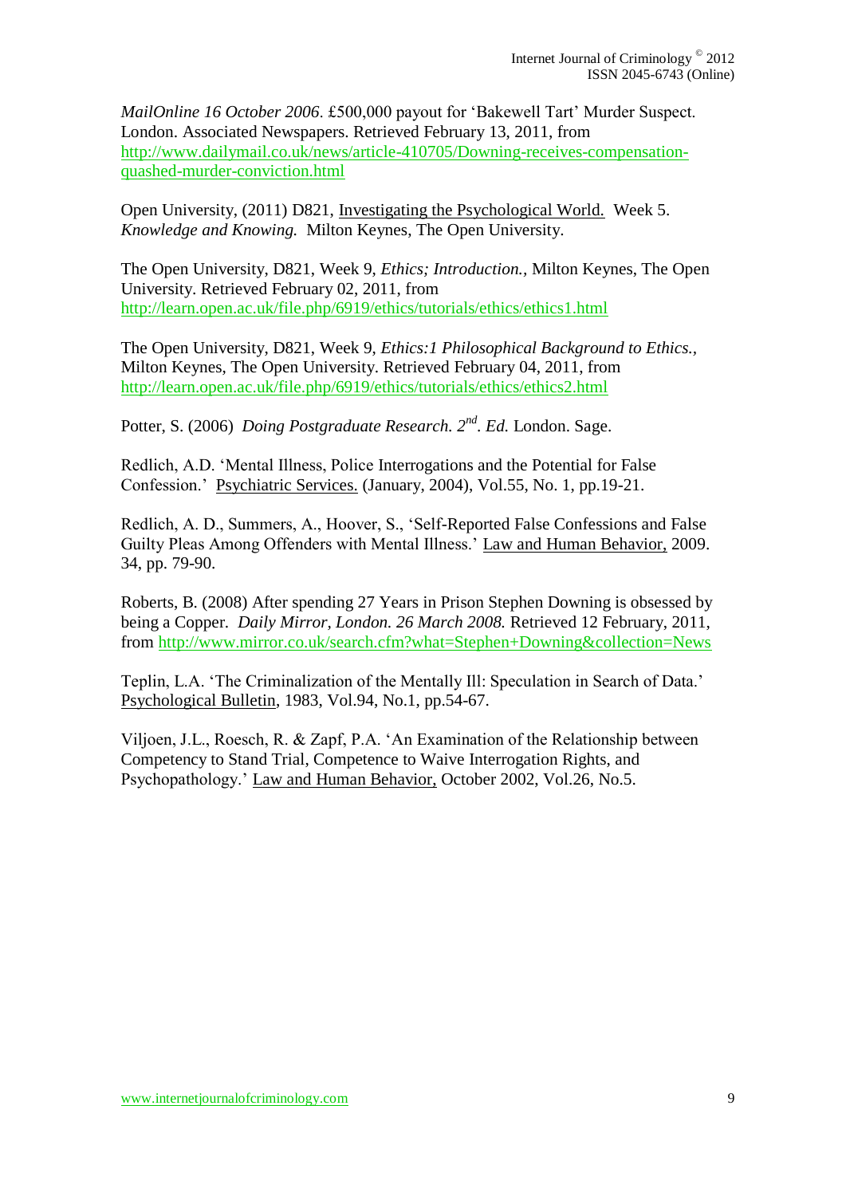*MailOnline 16 October 2006*. £500,000 payout for 'Bakewell Tart' Murder Suspect. London. Associated Newspapers. Retrieved February 13, 2011, from http://www.dailymail.co.uk/news/article-410705/Downing-receives-compensation-quashed-murder-conviction.html

Open University, (2011) D821, Investigating the Psychological World. Week 5. *Knowledge and Knowing.* Milton Keynes, The Open University.

The Open University, D821, Week 9, *Ethics; Introduction.*, Milton Keynes, The Open University. Retrieved February 02, 2011, from http://learn.open.ac.uk/file.php/6919/ethics/tutorials/ethics/ethics1.html

The Open University, D821, Week 9, *Ethics:1 Philosophical Background to Ethics.*, Milton Keynes, The Open University. Retrieved February 04, 2011, from http://learn.open.ac.uk/file.php/6919/ethics/tutorials/ethics/ethics2.html

Potter, S. (2006) *Doing Postgraduate Research. 2nd. Ed.* London. Sage.

Redlich, A.D. 'Mental Illness, Police Interrogations and the Potential for False Confession.' Psychiatric Services. (January, 2004), Vol.55, No. 1, pp.19-21.

Redlich, A. D., Summers, A., Hoover, S., 'Self-Reported False Confessions and False Guilty Pleas Among Offenders with Mental Illness.' Law and Human Behavior, 2009. 34, pp. 79-90.

Roberts, B. (2008) After spending 27 Years in Prison Stephen Downing is obsessed by being a Copper. *Daily Mirror, London. 26 March 2008.* Retrieved 12 February, 2011, from http://www.mirror.co.uk/search.cfm?what=Stephen+Downing&collection=News

Teplin, L.A. 'The Criminalization of the Mentally Ill: Speculation in Search of Data.' Psychological Bulletin, 1983, Vol.94, No.1, pp.54-67.

Viljoen, J.L., Roesch, R. & Zapf, P.A. 'An Examination of the Relationship between Competency to Stand Trial, Competence to Waive Interrogation Rights, and Psychopathology.' Law and Human Behavior, October 2002, Vol.26, No.5.